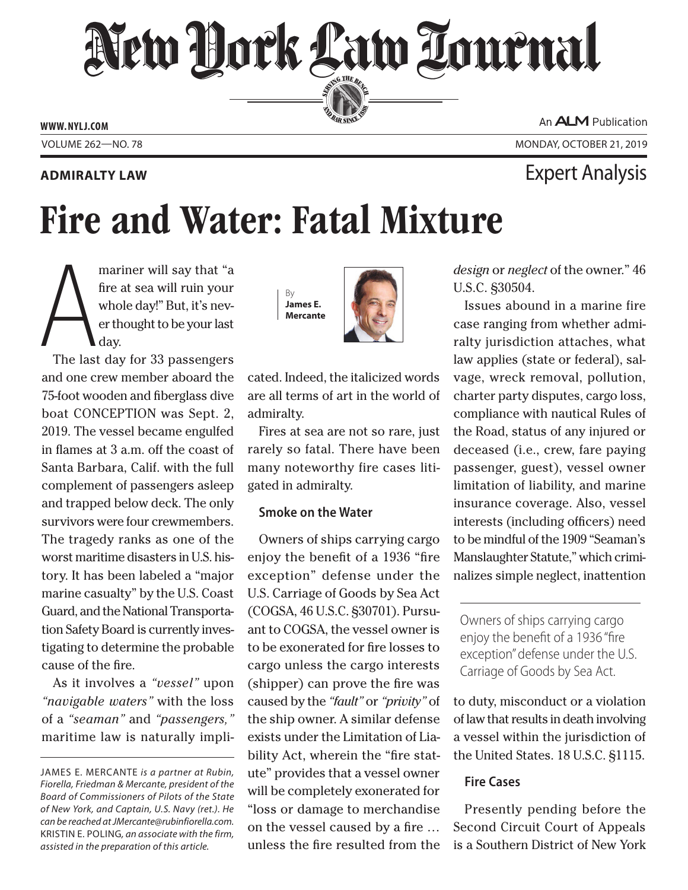# New York Law Journal

ADMIRALTY LAW

Expert Analysis

# Fire and Water: Fatal Mixture

By **James E. Mercante**

A mariner will say that "a fire at sea will ruin your whole day!" But, it's never thought to be your last day.

The last day for 33 passengers and one crew member aboard the 75-foot wooden and fiberglass dive boat CONCEPTION was Sept. 2, 2019. The vessel became engulfed in flames at 3 a.m. off the coast of Santa Barbara, Calif. with the full complement of passengers asleep and trapped below deck. The only survivors were four crewmembers. The tragedy ranks as one of the worst maritime disasters in U.S. history. It has been labeled a "major marine casualty" by the U.S. Coast Guard, and the National Transportation Safety Board is currently investigating to determine the probable cause of the fire.

As it involves a *"vessel"* upon *"navigable waters"* with the loss of a *"seaman"* and *"passengers,"* maritime law is naturally implicated. Indeed, the italicized words are all terms of art in the world of admiralty.

Fires at sea are not so rare, just rarely so fatal. There have been many noteworthy fire cases litigated in admiralty.

## Smoke on the Water

Owners of ships carrying cargo enjoy the benefit of a 1936 "fire exception" defense under the U.S. Carriage of Goods by Sea Act (COGSA, 46 U.S.C. §30701). Pursuant to COGSA, the vessel owner is to be exonerated for fire losses to cargo unless the cargo interests (shipper) can prove the fire was caused by the *"fault"* or *"privity"* of the ship owner. A similar defense exists under the Limitation of Liability Act, wherein the "fire statute" provides that a vessel owner will be completely exonerated for "loss or damage to merchandise on the vessel caused by a fire … unless the fire resulted from the *design* or *neglect* of the owner." 46 U.S.C. §30504.

Issues abound in a marine fire case ranging from whether admiralty jurisdiction attaches, what law applies (state or federal), salvage, wreck removal, pollution, charter party disputes, cargo loss, compliance with nautical Rules of the Road, status of any injured or deceased (i.e., crew, fare paying passenger, guest), vessel owner limitation of liability, and marine insurance coverage. Also, vessel interests (including officers) need to be mindful of the 1909 "Seaman's Manslaughter Statute," which criminalizes simple neglect, inattention to duty, misconduct or a violation of law that results in death involving a vessel within the jurisdiction of the United States. 18 U.S.C. §1115.

> Owners of ships carrying cargo enjoy the benefit of a 1936 "fire exception" defense under the U.S. Carriage of Goods by Sea Act.

## Fire Cases

Presently pending before the Second Circuit Court of Appeals is a Southern District of New York

---

JAMES E. MERCANTE *is a partner at Rubin, Fiorella, Friedman & Mercante, president of the Board of Commissioners of Pilots of the State of New York, and Captain, U.S. Navy (ret.). He can be reached at JMercante@rubinfiorella.com.* KRISTIN E. POLING, *an associate with the firm, assisted in the preparation of this article.*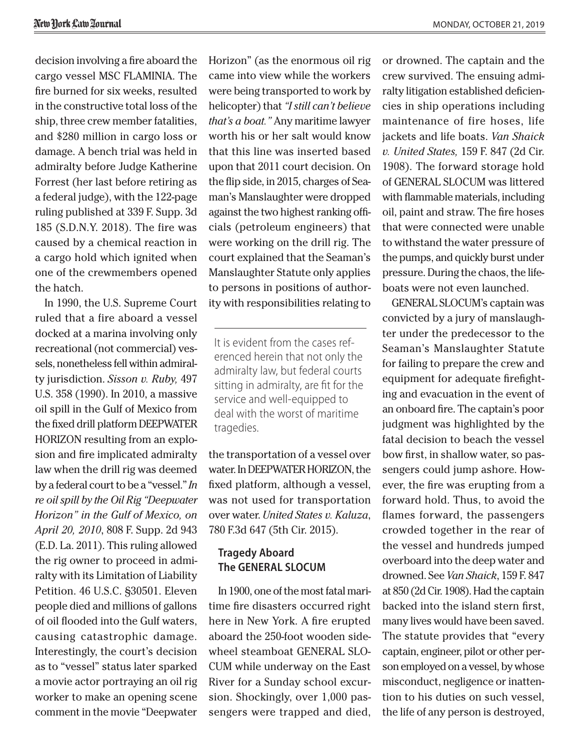decision involving a fire aboard the cargo vessel MSC FLAMINIA. The fire burned for six weeks, resulted in the constructive total loss of the ship, three crew member fatalities, and $280 million in cargo loss or damage. A bench trial was held in admiralty before Judge Katherine Forrest (her last before retiring as a federal judge), with the 122-page ruling published at 339 F. Supp. 3d 185 (S.D.N.Y. 2018). The fire was caused by a chemical reaction in a cargo hold which ignited when one of the crewmembers opened the hatch.

In 1990, the U.S. Supreme Court ruled that a fire aboard a vessel docked at a marina involving only recreational (not commercial) vessels, nonetheless fell within admiralty jurisdiction. *Sisson v. Ruby,* 497 U.S. 358 (1990). In 2010, a massive oil spill in the Gulf of Mexico from the fixed drill platform DEEPWATER HORIZON resulting from an explosion and fire implicated admiralty law when the drill rig was deemed by a federal court to be a "vessel." *In re oil spill by the Oil Rig "Deepwater Horizon" in the Gulf of Mexico, on April 20, 2010*, 808 F. Supp. 2d 943 (E.D. La. 2011). This ruling allowed the rig owner to proceed in admiralty with its Limitation of Liability Petition. 46 U.S.C. §30501. Eleven people died and millions of gallons of oil flooded into the Gulf waters, causing catastrophic damage. Interestingly, the court's decision as to "vessel" status later sparked a movie actor portraying an oil rig worker to make an opening scene comment in the movie "Deepwater Horizon" (as the enormous oil rig came into view while the workers were being transported to work by helicopter) that *"I still can't believe that's a boat."* Any maritime lawyer worth his or her salt would know that this line was inserted based upon that 2011 court decision. On the flip side, in 2015, charges of Seaman's Manslaughter were dropped against the two highest ranking officials (petroleum engineers) that were working on the drill rig. The court explained that the Seaman's Manslaughter Statute only applies to persons in positions of authority with responsibilities relating to the transportation of a vessel over water. In DEEPWATER HORIZON, the fixed platform, although a vessel, was not used for transportation over water. *United States v. Kaluza*, 780 F.3d 647 (5th Cir. 2015).

> It is evident from the cases referenced herein that not only the admiralty law, but federal courts sitting in admiralty, are fit for the service and well-equipped to deal with the worst of maritime tragedies.

## Tragedy Aboard The GENERAL SLOCUM

In 1900, one of the most fatal maritime fire disasters occurred right here in New York. A fire erupted aboard the 250-foot wooden sidewheel steamboat GENERAL SLOCUM while underway on the East River for a Sunday school excursion. Shockingly, over 1,000 passengers were trapped and died, or drowned. The captain and the crew survived. The ensuing admiralty litigation established deficiencies in ship operations including maintenance of fire hoses, life jackets and life boats. *Van Shaick v. United States,* 159 F. 847 (2d Cir. 1908). The forward storage hold of GENERAL SLOCUM was littered with flammable materials, including oil, paint and straw. The fire hoses that were connected were unable to withstand the water pressure of the pumps, and quickly burst under pressure. During the chaos, the lifeboats were not even launched.

GENERAL SLOCUM's captain was convicted by a jury of manslaughter under the predecessor to the Seaman's Manslaughter Statute for failing to prepare the crew and equipment for adequate firefighting and evacuation in the event of an onboard fire. The captain's poor judgment was highlighted by the fatal decision to beach the vessel bow first, in shallow water, so passengers could jump ashore. However, the fire was erupting from a forward hold. Thus, to avoid the flames forward, the passengers crowded together in the rear of the vessel and hundreds jumped overboard into the deep water and drowned. See *Van Shaick*, 159 F. 847 at 850 (2d Cir. 1908). Had the captain backed into the island stern first, many lives would have been saved. The statute provides that "every captain, engineer, pilot or other person employed on a vessel, by whose misconduct, negligence or inattention to his duties on such vessel, the life of any person is destroyed,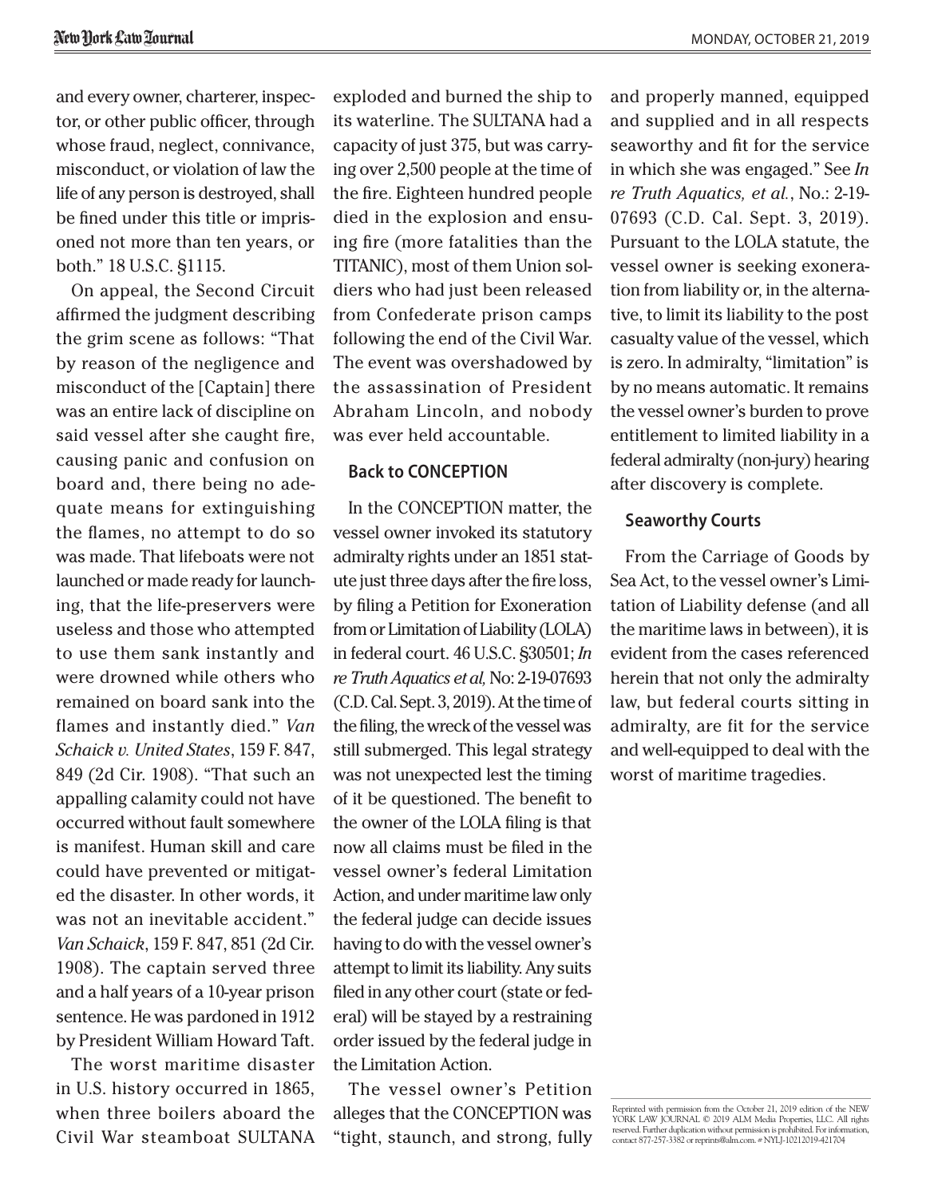and every owner, charterer, inspector, or other public officer, through whose fraud, neglect, connivance, misconduct, or violation of law the life of any person is destroyed, shall be fined under this title or imprisoned not more than ten years, or both." 18 U.S.C. §1115.

On appeal, the Second Circuit affirmed the judgment describing the grim scene as follows: "That by reason of the negligence and misconduct of the [Captain] there was an entire lack of discipline on said vessel after she caught fire, causing panic and confusion on board and, there being no adequate means for extinguishing the flames, no attempt to do so was made. That lifeboats were not launched or made ready for launching, that the life-preservers were useless and those who attempted to use them sank instantly and were drowned while others who remained on board sank into the flames and instantly died." *Van Schaick v. United States*, 159 F. 847, 849 (2d Cir. 1908). "That such an appalling calamity could not have occurred without fault somewhere is manifest. Human skill and care could have prevented or mitigated the disaster. In other words, it was not an inevitable accident." *Van Schaick*, 159 F. 847, 851 (2d Cir. 1908). The captain served three and a half years of a 10-year prison sentence. He was pardoned in 1912 by President William Howard Taft.

The worst maritime disaster in U.S. history occurred in 1865, when three boilers aboard the Civil War steamboat SULTANA exploded and burned the ship to its waterline. The SULTANA had a capacity of just 375, but was carrying over 2,500 people at the time of the fire. Eighteen hundred people died in the explosion and ensuing fire (more fatalities than the TITANIC), most of them Union soldiers who had just been released from Confederate prison camps following the end of the Civil War. The event was overshadowed by the assassination of President Abraham Lincoln, and nobody was ever held accountable.

## Back to CONCEPTION

In the CONCEPTION matter, the vessel owner invoked its statutory admiralty rights under an 1851 statute just three days after the fire loss, by filing a Petition for Exoneration from or Limitation of Liability (LOLA) in federal court. 46 U.S.C. §30501; *In re Truth Aquatics et al,* No: 2-19-07693 (C.D. Cal. Sept. 3, 2019). At the time of the filing, the wreck of the vessel was still submerged. This legal strategy was not unexpected lest the timing of it be questioned. The benefit to the owner of the LOLA filing is that now all claims must be filed in the vessel owner's federal Limitation Action, and under maritime law only the federal judge can decide issues having to do with the vessel owner's attempt to limit its liability. Any suits filed in any other court (state or federal) will be stayed by a restraining order issued by the federal judge in the Limitation Action.

The vessel owner's Petition alleges that the CONCEPTION was "tight, staunch, and strong, fully and properly manned, equipped and supplied and in all respects seaworthy and fit for the service in which she was engaged." See *In re Truth Aquatics, et al.*, No.: 2-19-07693 (C.D. Cal. Sept. 3, 2019). Pursuant to the LOLA statute, the vessel owner is seeking exoneration from liability or, in the alternative, to limit its liability to the post casualty value of the vessel, which is zero. In admiralty, "limitation" is by no means automatic. It remains the vessel owner's burden to prove entitlement to limited liability in a federal admiralty (non-jury) hearing after discovery is complete.

## Seaworthy Courts

From the Carriage of Goods by Sea Act, to the vessel owner's Limitation of Liability defense (and all the maritime laws in between), it is evident from the cases referenced herein that not only the admiralty law, but federal courts sitting in admiralty, are fit for the service and well-equipped to deal with the worst of maritime tragedies.

Reprinted with permission from the October 21, 2019 edition of the NEW YORK LAW JOURNAL © 2019 ALM Media Properties, LLC. All rights reserved. Further duplication without permission is prohibited. For information, contact 877-257-3382 or reprints@alm.com. # NYLJ-10212019-421704